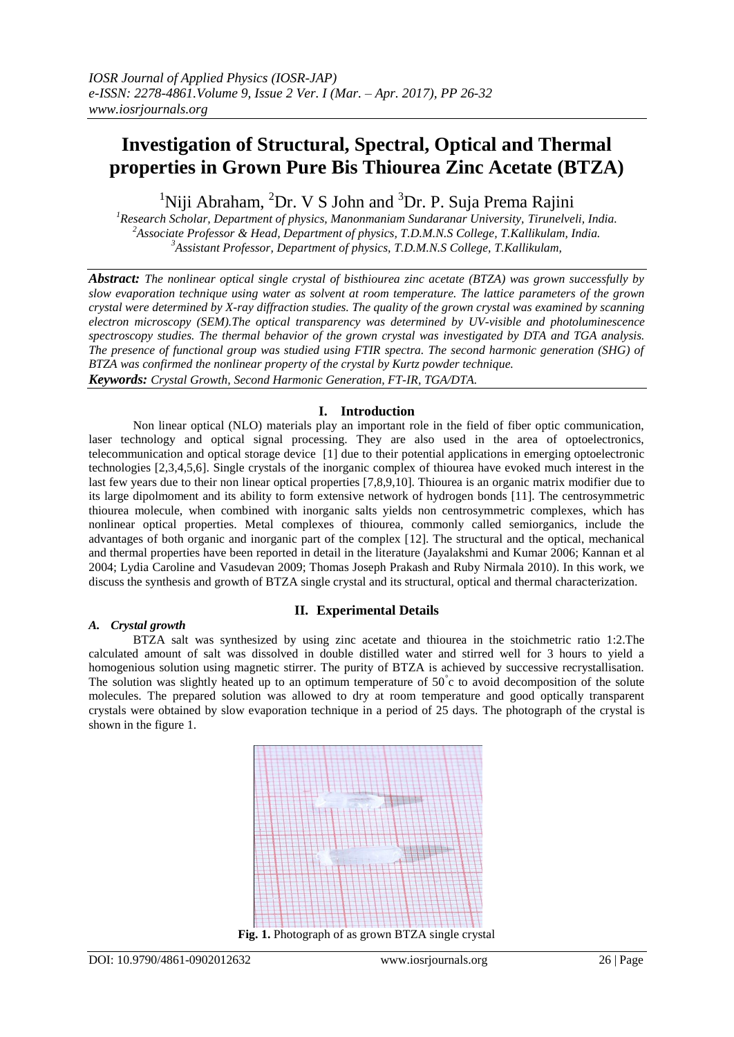# Investigation of Structural, Spectral, Optical and Thermal properties in Grown Pure Bis Thiourea Zinc Acetate (BTZA)

[1]Niji Abraham, [2]Dr. V S John and [3]Dr. P. Suja Prema Rajini

[1]Research Scholar, Department of physics, Manonmaniam Sundaranar University, Tirunelveli, India.
[2]Associate Professor & Head, Department of physics, T.D.M.N.S College, T.Kallikulam, India.
[3]Assistant Professor, Department of physics, T.D.M.N.S College, T.Kallikulam,

***Abstract:*** *The nonlinear optical single crystal of bisthiourea zinc acetate (BTZA) was grown successfully by slow evaporation technique using water as solvent at room temperature. The lattice parameters of the grown crystal were determined by X-ray diffraction studies. The quality of the grown crystal was examined by scanning electron microscopy (SEM).The optical transparency was determined by UV-visible and photoluminescence spectroscopy studies. The thermal behavior of the grown crystal was investigated by DTA and TGA analysis. The presence of functional group was studied using FTIR spectra. The second harmonic generation (SHG) of BTZA was confirmed the nonlinear property of the crystal by Kurtz powder technique.*

***Keywords:*** *Crystal Growth, Second Harmonic Generation, FT-IR, TGA/DTA.*

## I. Introduction

Non linear optical (NLO) materials play an important role in the field of fiber optic communication, laser technology and optical signal processing. They are also used in the area of optoelectronics, telecommunication and optical storage device [1] due to their potential applications in emerging optoelectronic technologies [2,3,4,5,6]. Single crystals of the inorganic complex of thiourea have evoked much interest in the last few years due to their non linear optical properties [7,8,9,10]. Thiourea is an organic matrix modifier due to its large dipolmoment and its ability to form extensive network of hydrogen bonds [11]. The centrosymmetric thiourea molecule, when combined with inorganic salts yields non centrosymmetric complexes, which has nonlinear optical properties. Metal complexes of thiourea, commonly called semiorganics, include the advantages of both organic and inorganic part of the complex [12]. The structural and the optical, mechanical and thermal properties have been reported in detail in the literature (Jayalakshmi and Kumar 2006; Kannan et al 2004; Lydia Caroline and Vasudevan 2009; Thomas Joseph Prakash and Ruby Nirmala 2010). In this work, we discuss the synthesis and growth of BTZA single crystal and its structural, optical and thermal characterization.

## II. Experimental Details

### *A. Crystal growth*

BTZA salt was synthesized by using zinc acetate and thiourea in the stoichmetric ratio 1:2.The calculated amount of salt was dissolved in double distilled water and stirred well for 3 hours to yield a homogenious solution using magnetic stirrer. The purity of BTZA is achieved by successive recrystallisation. The solution was slightly heated up to an optimum temperature of $50^{\circ}c$ to avoid decomposition of the solute molecules. The prepared solution was allowed to dry at room temperature and good optically transparent crystals were obtained by slow evaporation technique in a period of 25 days. The photograph of the crystal is shown in the figure 1.

**Fig. 1.** Photograph of as grown BTZA single crystal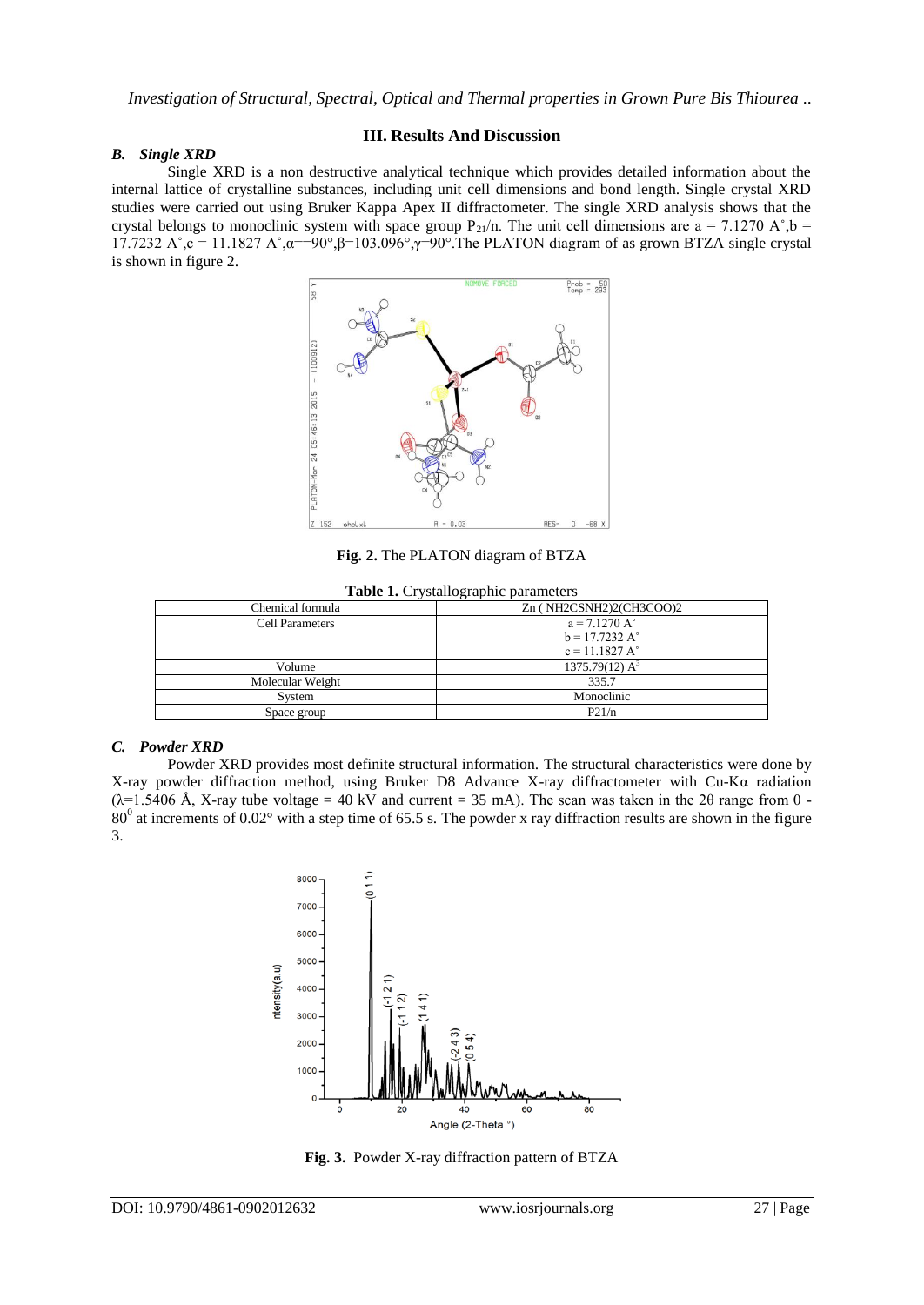## III. Results And Discussion

### *B. Single XRD*

Single XRD is a non destructive analytical technique which provides detailed information about the internal lattice of crystalline substances, including unit cell dimensions and bond length. Single crystal XRD studies were carried out using Bruker Kappa Apex II diffractometer. The single XRD analysis shows that the crystal belongs to monoclinic system with space group $P_{21}/n$. The unit cell dimensions are a = 7.1270 A˚,b = 17.7232 A˚,c = 11.1827 A˚,α==90°,β=103.096°,γ=90°.The PLATON diagram of as grown BTZA single crystal is shown in figure 2.

**Fig. 2.** The PLATON diagram of BTZA

**Table 1.** Crystallographic parameters

| Chemical formula | Zn ( NH2CSNH2)2(CH3COO)2 |
|---|---|
| Cell Parameters | a = 7.1270 A˚<br>b = 17.7232 A˚<br>c = 11.1827 A˚ |
| Volume | 1375.79(12) $A^3$ |
| Molecular Weight | 335.7 |
| System | Monoclinic |
| Space group | P21/n |

### *C. Powder XRD*

Powder XRD provides most definite structural information. The structural characteristics were done by X-ray powder diffraction method, using Bruker D8 Advance X-ray diffractometer with Cu-Kα radiation (λ=1.5406 Å, X-ray tube voltage = 40 kV and current = 35 mA). The scan was taken in the 2θ range from 0 - $80^0$ at increments of 0.02° with a step time of 65.5 s. The powder x ray diffraction results are shown in the figure 3.

**Fig. 3.** Powder X-ray diffraction pattern of BTZA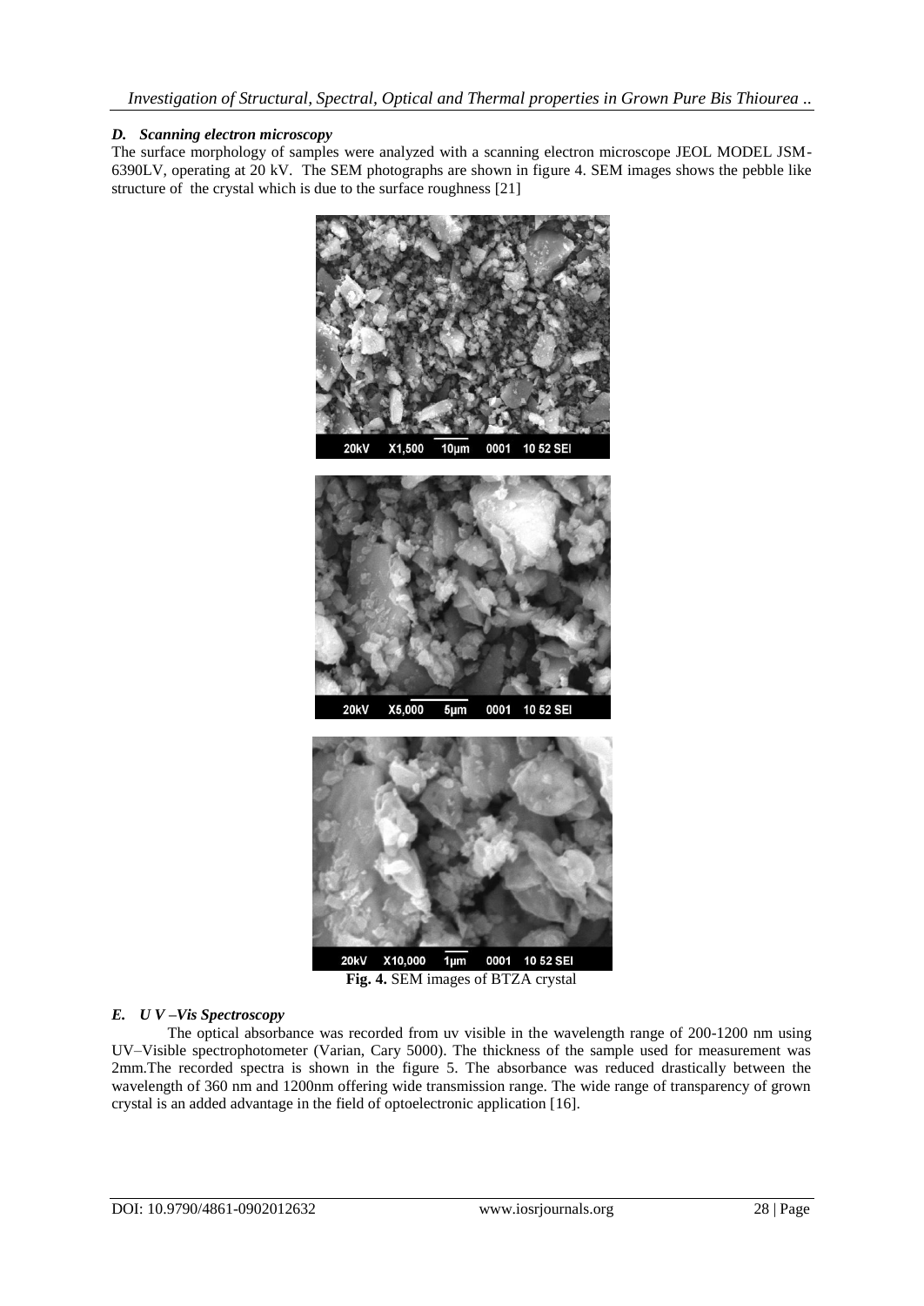### *D. Scanning electron microscopy*

The surface morphology of samples were analyzed with a scanning electron microscope JEOL MODEL JSM-6390LV, operating at 20 kV. The SEM photographs are shown in figure 4. SEM images shows the pebble like structure of the crystal which is due to the surface roughness [21]

**Fig. 4.** SEM images of BTZA crystal

### *E. U V –Vis Spectroscopy*

The optical absorbance was recorded from uv visible in the wavelength range of 200-1200 nm using UV–Visible spectrophotometer (Varian, Cary 5000). The thickness of the sample used for measurement was 2mm.The recorded spectra is shown in the figure 5. The absorbance was reduced drastically between the wavelength of 360 nm and 1200nm offering wide transmission range. The wide range of transparency of grown crystal is an added advantage in the field of optoelectronic application [16].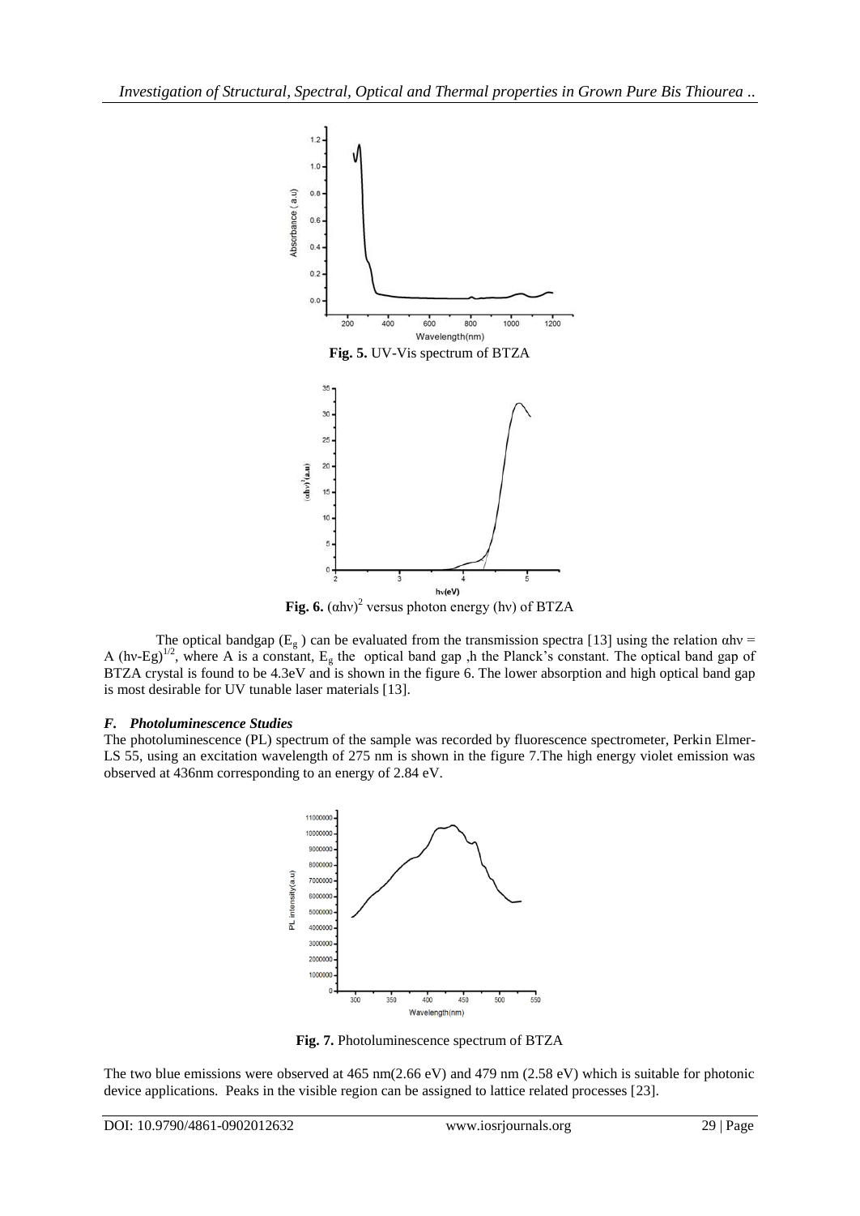Fig. 5. UV-Vis spectrum of BTZA

Fig. 6. $(\alpha h\nu)^2$ versus photon energy ($h\nu$) of BTZA

The optical bandgap ($E_g$) can be evaluated from the transmission spectra [13] using the relation $\alpha h\nu = A\,(h\nu\text{-}E_g)^{1/2}$, where A is a constant, $E_g$ the optical band gap ,h the Planck's constant. The optical band gap of BTZA crystal is found to be 4.3eV and is shown in the figure 6. The lower absorption and high optical band gap is most desirable for UV tunable laser materials [13].

### *F. Photoluminescence Studies*

The photoluminescence (PL) spectrum of the sample was recorded by fluorescence spectrometer, Perkin Elmer-LS 55, using an excitation wavelength of 275 nm is shown in the figure 7.The high energy violet emission was observed at 436nm corresponding to an energy of 2.84 eV.

Fig. 7. Photoluminescence spectrum of BTZA

The two blue emissions were observed at 465 nm(2.66 eV) and 479 nm (2.58 eV) which is suitable for photonic device applications. Peaks in the visible region can be assigned to lattice related processes [23].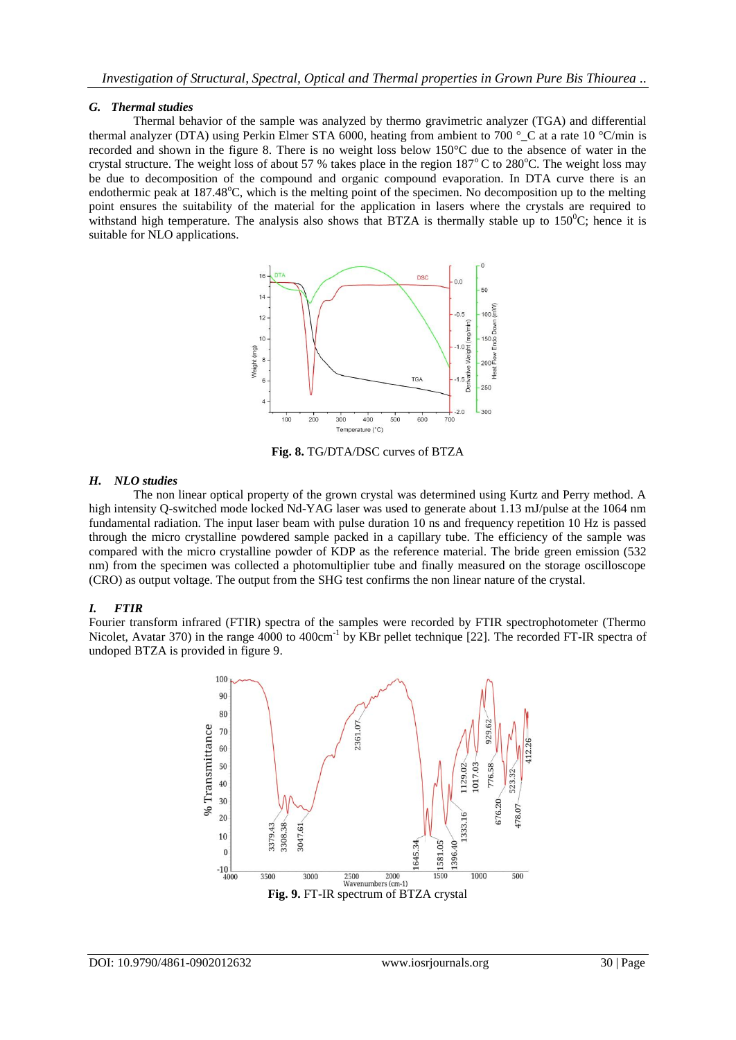### *G. Thermal studies*

Thermal behavior of the sample was analyzed by thermo gravimetric analyzer (TGA) and differential thermal analyzer (DTA) using Perkin Elmer STA 6000, heating from ambient to 700 °_C at a rate 10 °C/min is recorded and shown in the figure 8. There is no weight loss below 150°C due to the absence of water in the crystal structure. The weight loss of about 57 % takes place in the region 187$^{o}$ C to 280$^{o}$C. The weight loss may be due to decomposition of the compound and organic compound evaporation. In DTA curve there is an endothermic peak at 187.48$^{o}$C, which is the melting point of the specimen. No decomposition up to the melting point ensures the suitability of the material for the application in lasers where the crystals are required to withstand high temperature. The analysis also shows that BTZA is thermally stable up to 150$^{0}$C; hence it is suitable for NLO applications.

**Fig. 8.** TG/DTA/DSC curves of BTZA

### *H. NLO studies*

The non linear optical property of the grown crystal was determined using Kurtz and Perry method. A high intensity Q-switched mode locked Nd-YAG laser was used to generate about 1.13 mJ/pulse at the 1064 nm fundamental radiation. The input laser beam with pulse duration 10 ns and frequency repetition 10 Hz is passed through the micro crystalline powdered sample packed in a capillary tube. The efficiency of the sample was compared with the micro crystalline powder of KDP as the reference material. The bride green emission (532 nm) from the specimen was collected a photomultiplier tube and finally measured on the storage oscilloscope (CRO) as output voltage. The output from the SHG test confirms the non linear nature of the crystal.

### *I. FTIR*

Fourier transform infrared (FTIR) spectra of the samples were recorded by FTIR spectrophotometer (Thermo Nicolet, Avatar 370) in the range 4000 to 400cm$^{-1}$ by KBr pellet technique [22]. The recorded FT-IR spectra of undoped BTZA is provided in figure 9.

**Fig. 9.** FT-IR spectrum of BTZA crystal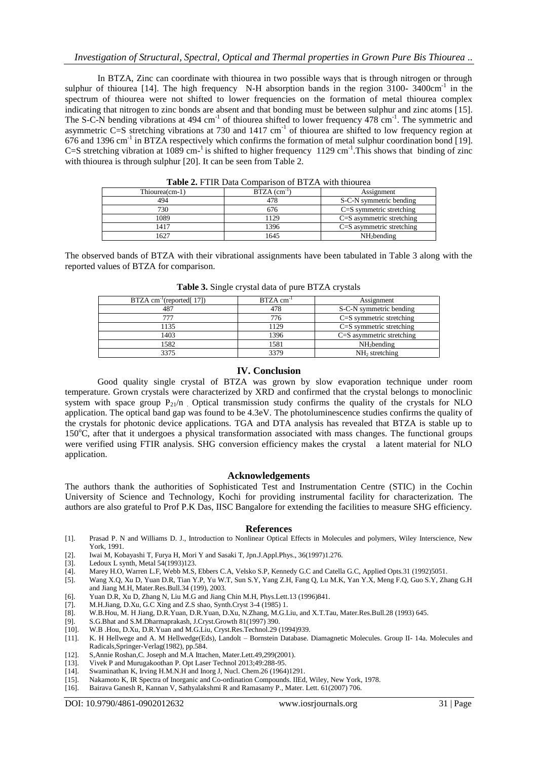In BTZA, Zinc can coordinate with thiourea in two possible ways that is through nitrogen or through sulphur of thiourea [14]. The high frequency N-H absorption bands in the region 3100- 3400$cm^{-1}$ in the spectrum of thiourea were not shifted to lower frequencies on the formation of metal thiourea complex indicating that nitrogen to zinc bonds are absent and that bonding must be between sulphur and zinc atoms [15]. The S-C-N bending vibrations at 494 $cm^{-1}$ of thiourea shifted to lower frequency 478 $cm^{-1}$. The symmetric and asymmetric C=S stretching vibrations at 730 and 1417 $cm^{-1}$ of thiourea are shifted to low frequency region at 676 and 1396 $cm^{-1}$ in BTZA respectively which confirms the formation of metal sulphur coordination bond [19]. C=S stretching vibration at 1089 $cm^{-1}$ is shifted to higher frequency 1129 $cm^{-1}$.This shows that binding of zinc with thiourea is through sulphur [20]. It can be seen from Table 2.

**Table 2.** FTIR Data Comparison of BTZA with thiourea

| Thiourea(cm-1) | BTZA ($cm^{-1}$) | Assignment |
|---|---|---|
| 494 | 478 | S-C-N symmetric bending |
| 730 | 676 | C=S symmetric stretching |
| 1089 | 1129 | C=S asymmetric stretching |
| 1417 | 1396 | C=S asymmetric stretching |
| 1627 | 1645 | $NH_2$bending |

The observed bands of BTZA with their vibrational assignments have been tabulated in Table 3 along with the reported values of BTZA for comparison.

**Table 3.** Single crystal data of pure BTZA crystals

| BTZA $cm^{-1}$(reported[ 17]) | BTZA $cm^{-1}$ | Assignment |
|---|---|---|
| 487 | 478 | S-C-N symmetric bending |
| 777 | 776 | C=S symmetric stretching |
| 1135 | 1129 | C=S symmetric stretching |
| 1403 | 1396 | C=S asymmetric stretching |
| 1582 | 1581 | $NH_2$bending |
| 3375 | 3379 | $NH_2$ stretching |

## IV. Conclusion

Good quality single crystal of BTZA was grown by slow evaporation technique under room temperature. Grown crystals were characterized by XRD and confirmed that the crystal belongs to monoclinic system with space group $P_{21}/n$ . Optical transmission study confirms the quality of the crystals for NLO application. The optical band gap was found to be 4.3eV. The photoluminescence studies confirms the quality of the crystals for photonic device applications. TGA and DTA analysis has revealed that BTZA is stable up to 150°C, after that it undergoes a physical transformation associated with mass changes. The functional groups were verified using FTIR analysis. SHG conversion efficiency makes the crystal a latent material for NLO application.

## Acknowledgements

The authors thank the authorities of Sophisticated Test and Instrumentation Centre (STIC) in the Cochin University of Science and Technology, Kochi for providing instrumental facility for characterization. The authors are also grateful to Prof P.K Das, IISC Bangalore for extending the facilities to measure SHG efficiency.

## References

- [1]. Prasad P. N and Williams D. J., Introduction to Nonlinear Optical Effects in Molecules and polymers, Wiley Interscience, New York, 1991.
- [2]. Iwai M, Kobayashi T, Furya H, Mori Y and Sasaki T, Jpn.J.Appl.Phys., 36(1997)1.276.
- [3]. Ledoux L synth, Metal 54(1993)123.
- [4]. Marey H.O, Warren L.F, Webb M.S, Ebbers C.A, Velsko S.P, Kennedy G.C and Catella G.C, Applied Opts.31 (1992)5051.
- [5]. Wang X.Q, Xu D, Yuan D.R, Tian Y.P, Yu W.T, Sun S.Y, Yang Z.H, Fang Q, Lu M.K, Yan Y.X, Meng F.Q, Guo S.Y, Zhang G.H and Jiang M.H, Mater.Res.Bull.34 (199), 2003.
- [6]. Yuan D.R, Xu D, Zhang N, Liu M.G and Jiang Chin M.H, Phys.Lett.13 (1996)841.
- [7]. M.H.Jiang, D.Xu, G.C Xing and Z.S shao, Synth.Cryst 3-4 (1985) 1.
- [8]. W.B.Hou, M. H Jiang, D.R.Yuan, D.R.Yuan, D.Xu, N.Zhang, M.G.Liu, and X.T.Tau, Mater.Res.Bull.28 (1993) 645.
- [9]. S.G.Bhat and S.M.Dharmaprakash, J.Cryst.Growth 81(1997) 390.
- [10]. W.B .Hou, D.Xu, D.R.Yuan and M.G.Liu, Cryst.Res.Technol.29 (1994)939.
- [11]. K. H Hellwege and A. M Hellwedge(Eds), Landolt – Bornstein Database. Diamagnetic Molecules. Group II- 14a. Molecules and Radicals,Springer-Verlag(1982), pp.584.
- [12]. S,Annie Roshan,C. Joseph and M.A Ittachen, Mater.Lett.49,299(2001).
- [13]. Vivek P and Murugakoothan P. Opt Laser Technol 2013;49:288-95.
- [14]. Swaminathan K, Irving H.M.N.H and Inorg J, Nucl. Chem.26 (1964)1291.
- [15]. Nakamoto K, IR Spectra of Inorganic and Co-ordination Compounds. IIEd, Wiley, New York, 1978.
- [16]. Bairava Ganesh R, Kannan V, Sathyalakshmi R and Ramasamy P., Mater. Lett. 61(2007) 706.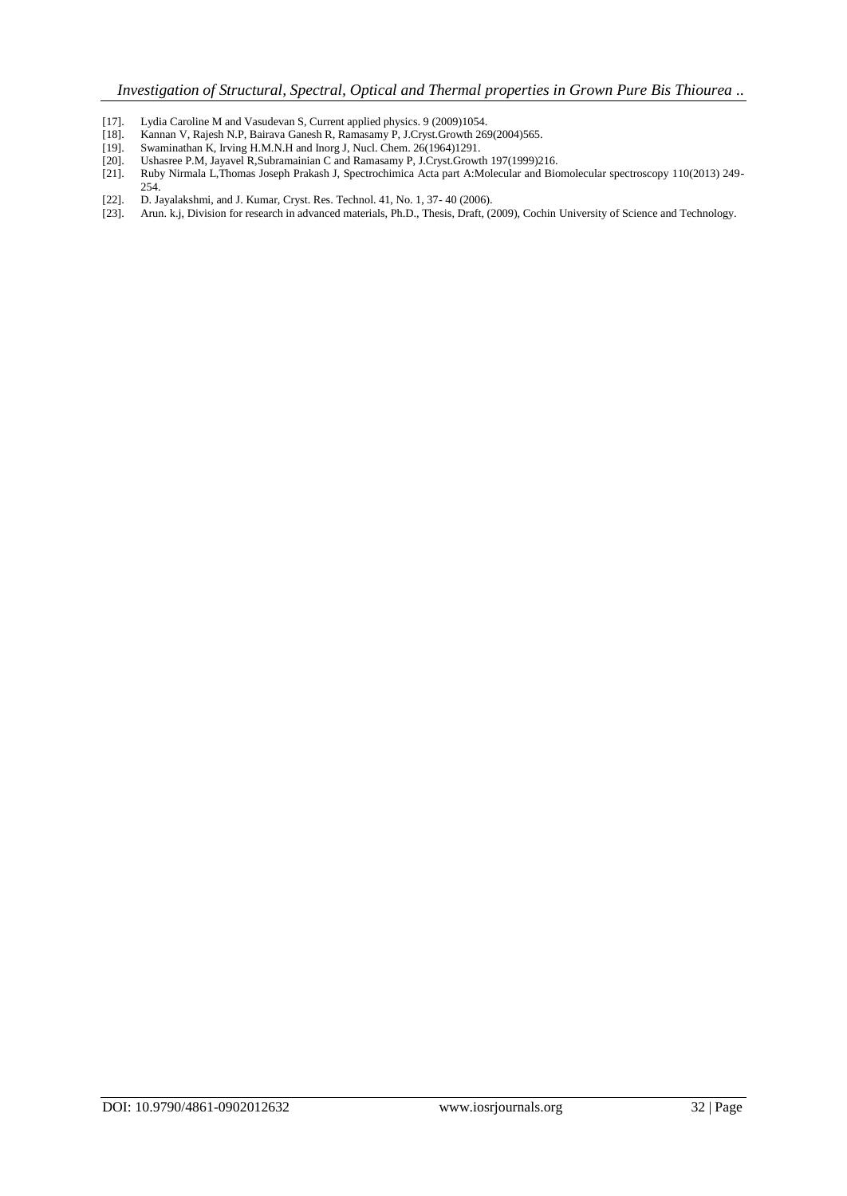- [17]. Lydia Caroline M and Vasudevan S, Current applied physics. 9 (2009)1054.
- [18]. Kannan V, Rajesh N.P, Bairava Ganesh R, Ramasamy P, J.Cryst.Growth 269(2004)565.
- [19]. Swaminathan K, Irving H.M.N.H and Inorg J, Nucl. Chem. 26(1964)1291.
- [20]. Ushasree P.M, Jayavel R,Subramainian C and Ramasamy P, J.Cryst.Growth 197(1999)216.
- [21]. Ruby Nirmala L,Thomas Joseph Prakash J, Spectrochimica Acta part A:Molecular and Biomolecular spectroscopy 110(2013) 249-254.
- [22]. D. Jayalakshmi, and J. Kumar, Cryst. Res. Technol. 41, No. 1, 37- 40 (2006).
- [23]. Arun. k.j, Division for research in advanced materials, Ph.D., Thesis, Draft, (2009), Cochin University of Science and Technology.